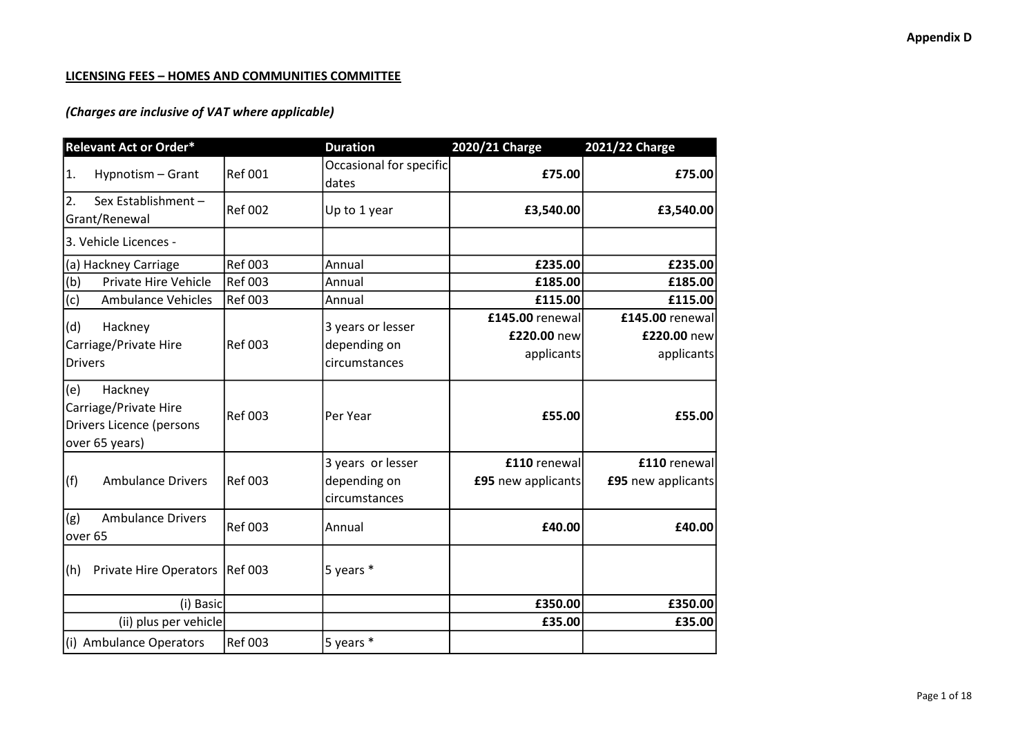Appendix D

**LICENSING FEES – HOMES AND COMMUNITIES COMMITTEE**

***(Charges are inclusive of VAT where applicable)***

| Relevant Act or Order* | | Duration | 2020/21 Charge | 2021/22 Charge |
|---|---|---|---|---|
| 1. Hypnotism – Grant | Ref 001 | Occasional for specific dates | **£75.00** | **£75.00** |
| 2. Sex Establishment – Grant/Renewal | Ref 002 | Up to 1 year | **£3,540.00** | **£3,540.00** |
| 3. Vehicle Licences - | | | | |
| (a) Hackney Carriage | Ref 003 | Annual | **£235.00** | **£235.00** |
| (b) Private Hire Vehicle | Ref 003 | Annual | **£185.00** | **£185.00** |
| (c) Ambulance Vehicles | Ref 003 | Annual | **£115.00** | **£115.00** |
| (d) Hackney Carriage/Private Hire Drivers | Ref 003 | 3 years or lesser depending on circumstances | **£145.00** renewal **£220.00** new applicants | **£145.00** renewal **£220.00** new applicants |
| (e) Hackney Carriage/Private Hire Drivers Licence (persons over 65 years) | Ref 003 | Per Year | **£55.00** | **£55.00** |
| (f) Ambulance Drivers | Ref 003 | 3 years or lesser depending on circumstances | **£110** renewal **£95** new applicants | **£110** renewal **£95** new applicants |
| (g) Ambulance Drivers over 65 | Ref 003 | Annual | **£40.00** | **£40.00** |
| (h) Private Hire Operators | Ref 003 | 5 years * | | |
| (i) Basic | | | **£350.00** | **£350.00** |
| (ii) plus per vehicle | | | **£35.00** | **£35.00** |
| (i) Ambulance Operators | Ref 003 | 5 years * | | |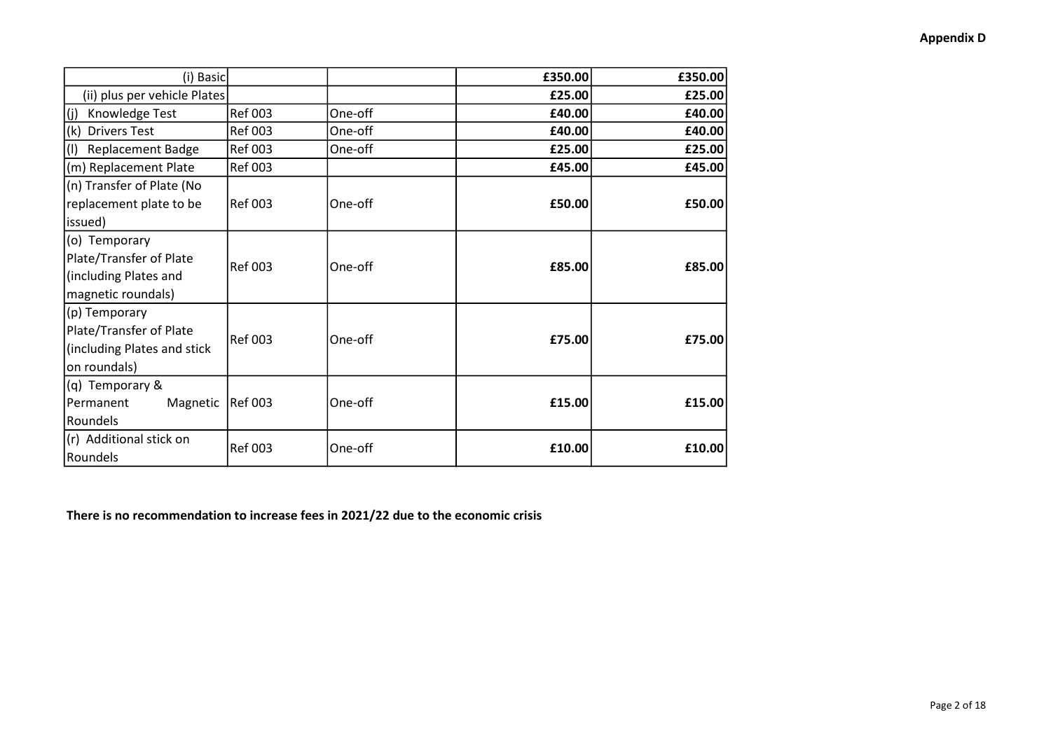**Appendix D**

| | | | | |
|---|---|---|---|---|
| (i) Basic | | | **£350.00** | **£350.00** |
| (ii) plus per vehicle Plates | | | **£25.00** | **£25.00** |
| (j) Knowledge Test | Ref 003 | One-off | **£40.00** | **£40.00** |
| (k) Drivers Test | Ref 003 | One-off | **£40.00** | **£40.00** |
| (l) Replacement Badge | Ref 003 | One-off | **£25.00** | **£25.00** |
| (m) Replacement Plate | Ref 003 | | **£45.00** | **£45.00** |
| (n) Transfer of Plate (No replacement plate to be issued) | Ref 003 | One-off | **£50.00** | **£50.00** |
| (o) Temporary Plate/Transfer of Plate (including Plates and magnetic roundals) | Ref 003 | One-off | **£85.00** | **£85.00** |
| (p) Temporary Plate/Transfer of Plate (including Plates and stick on roundals) | Ref 003 | One-off | **£75.00** | **£75.00** |
| (q) Temporary & Permanent Magnetic Roundels | Ref 003 | One-off | **£15.00** | **£15.00** |
| (r) Additional stick on Roundels | Ref 003 | One-off | **£10.00** | **£10.00** |

**There is no recommendation to increase fees in 2021/22 due to the economic crisis**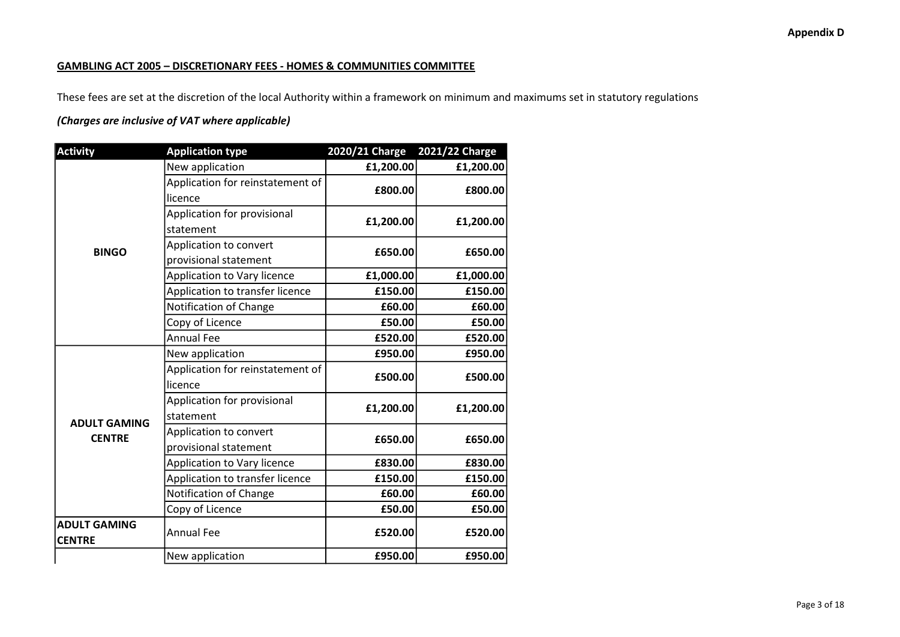**Appendix D**

**GAMBLING ACT 2005 – DISCRETIONARY FEES - HOMES & COMMUNITIES COMMITTEE**

These fees are set at the discretion of the local Authority within a framework on minimum and maximums set in statutory regulations

***(Charges are inclusive of VAT where applicable)***

| Activity | Application type | 2020/21 Charge | 2021/22 Charge |
|---|---|---|---|
| **BINGO** | New application | £1,200.00 | £1,200.00 |
| | Application for reinstatement of licence | £800.00 | £800.00 |
| | Application for provisional statement | £1,200.00 | £1,200.00 |
| | Application to convert provisional statement | £650.00 | £650.00 |
| | Application to Vary licence | £1,000.00 | £1,000.00 |
| | Application to transfer licence | £150.00 | £150.00 |
| | Notification of Change | £60.00 | £60.00 |
| | Copy of Licence | £50.00 | £50.00 |
| | Annual Fee | £520.00 | £520.00 |
| **ADULT GAMING CENTRE** | New application | £950.00 | £950.00 |
| | Application for reinstatement of licence | £500.00 | £500.00 |
| | Application for provisional statement | £1,200.00 | £1,200.00 |
| | Application to convert provisional statement | £650.00 | £650.00 |
| | Application to Vary licence | £830.00 | £830.00 |
| | Application to transfer licence | £150.00 | £150.00 |
| | Notification of Change | £60.00 | £60.00 |
| | Copy of Licence | £50.00 | £50.00 |
| **ADULT GAMING CENTRE** | Annual Fee | £520.00 | £520.00 |
| | New application | £950.00 | £950.00 |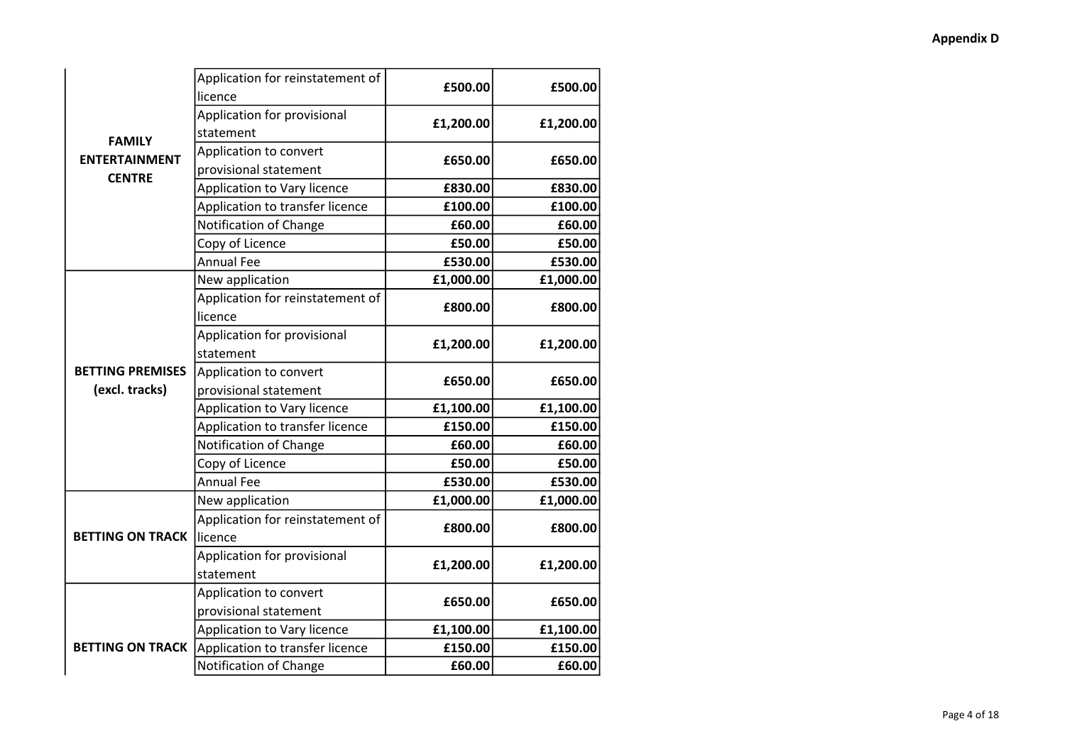**Appendix D**

| | | | |
|---|---|---|---|
| **FAMILY ENTERTAINMENT CENTRE** | Application for reinstatement of licence | **£500.00** | **£500.00** |
| | Application for provisional statement | **£1,200.00** | **£1,200.00** |
| | Application to convert provisional statement | **£650.00** | **£650.00** |
| | Application to Vary licence | **£830.00** | **£830.00** |
| | Application to transfer licence | **£100.00** | **£100.00** |
| | Notification of Change | **£60.00** | **£60.00** |
| | Copy of Licence | **£50.00** | **£50.00** |
| | Annual Fee | **£530.00** | **£530.00** |
| **BETTING PREMISES (excl. tracks)** | New application | **£1,000.00** | **£1,000.00** |
| | Application for reinstatement of licence | **£800.00** | **£800.00** |
| | Application for provisional statement | **£1,200.00** | **£1,200.00** |
| | Application to convert provisional statement | **£650.00** | **£650.00** |
| | Application to Vary licence | **£1,100.00** | **£1,100.00** |
| | Application to transfer licence | **£150.00** | **£150.00** |
| | Notification of Change | **£60.00** | **£60.00** |
| | Copy of Licence | **£50.00** | **£50.00** |
| | Annual Fee | **£530.00** | **£530.00** |
| **BETTING ON TRACK** | New application | **£1,000.00** | **£1,000.00** |
| | Application for reinstatement of licence | **£800.00** | **£800.00** |
| | Application for provisional statement | **£1,200.00** | **£1,200.00** |
| **BETTING ON TRACK** | Application to convert provisional statement | **£650.00** | **£650.00** |
| | Application to Vary licence | **£1,100.00** | **£1,100.00** |
| | Application to transfer licence | **£150.00** | **£150.00** |
| | Notification of Change | **£60.00** | **£60.00** |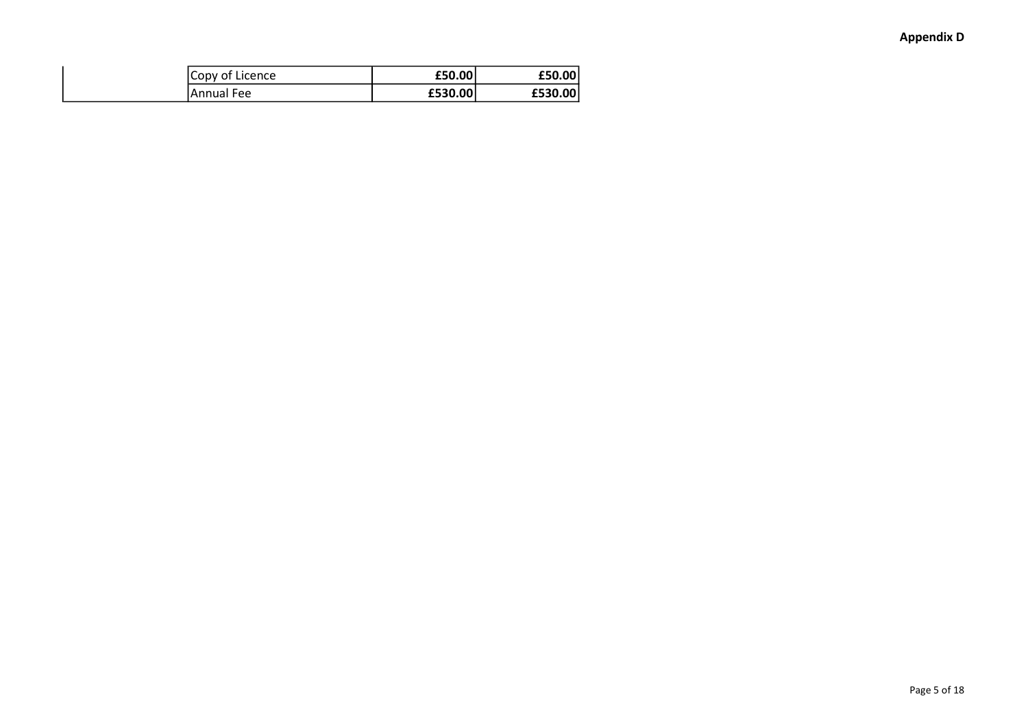| | | | |
|---|---|---|---|
| | Copy of Licence | **£50.00** | **£50.00** |
| | Annual Fee | **£530.00** | **£530.00** |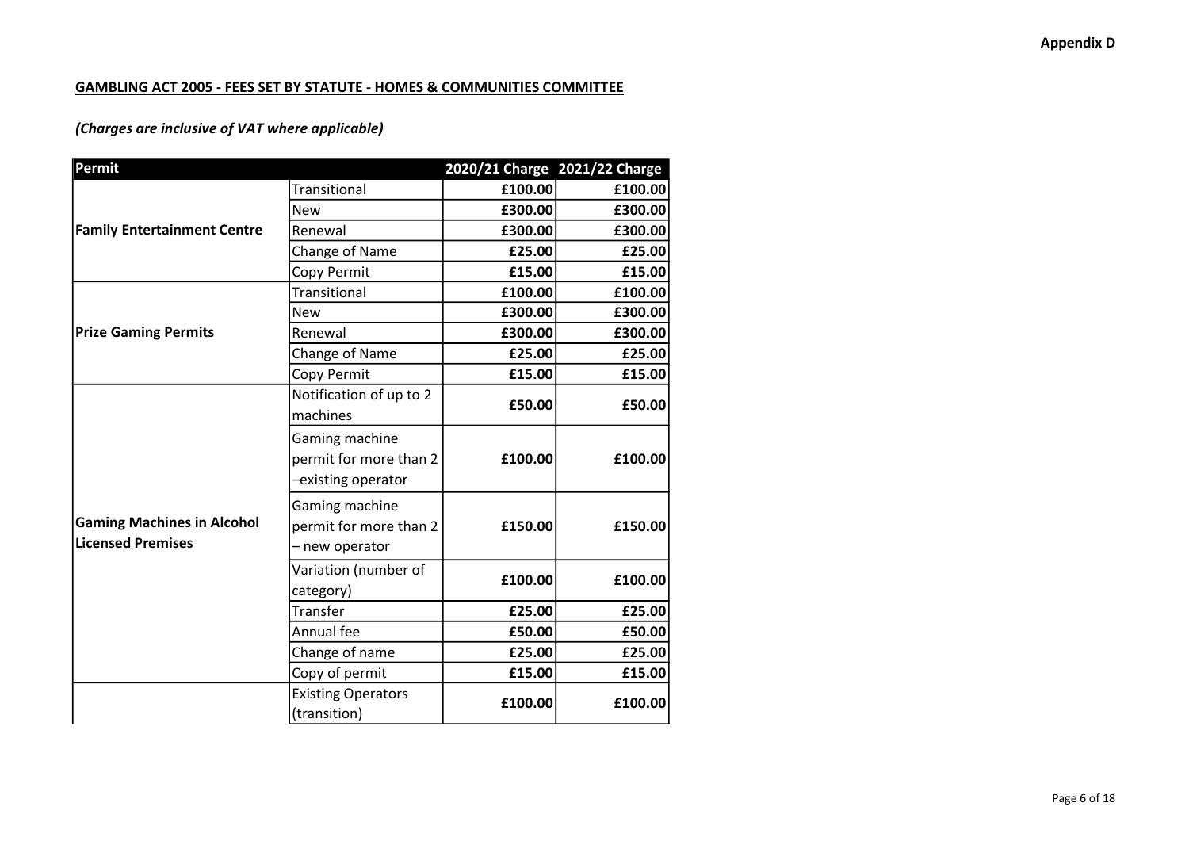**Appendix D**

**GAMBLING ACT 2005 - FEES SET BY STATUTE - HOMES & COMMUNITIES COMMITTEE**

***(Charges are inclusive of VAT where applicable)***

| Permit | | 2020/21 Charge | 2021/22 Charge |
|---|---|---|---|
| **Family Entertainment Centre** | Transitional | **£100.00** | **£100.00** |
| | New | **£300.00** | **£300.00** |
| | Renewal | **£300.00** | **£300.00** |
| | Change of Name | **£25.00** | **£25.00** |
| | Copy Permit | **£15.00** | **£15.00** |
| **Prize Gaming Permits** | Transitional | **£100.00** | **£100.00** |
| | New | **£300.00** | **£300.00** |
| | Renewal | **£300.00** | **£300.00** |
| | Change of Name | **£25.00** | **£25.00** |
| | Copy Permit | **£15.00** | **£15.00** |
| **Gaming Machines in Alcohol Licensed Premises** | Notification of up to 2 machines | **£50.00** | **£50.00** |
| | Gaming machine permit for more than 2 –existing operator | **£100.00** | **£100.00** |
| | Gaming machine permit for more than 2 – new operator | **£150.00** | **£150.00** |
| | Variation (number of category) | **£100.00** | **£100.00** |
| | Transfer | **£25.00** | **£25.00** |
| | Annual fee | **£50.00** | **£50.00** |
| | Change of name | **£25.00** | **£25.00** |
| | Copy of permit | **£15.00** | **£15.00** |
| | Existing Operators (transition) | **£100.00** | **£100.00** |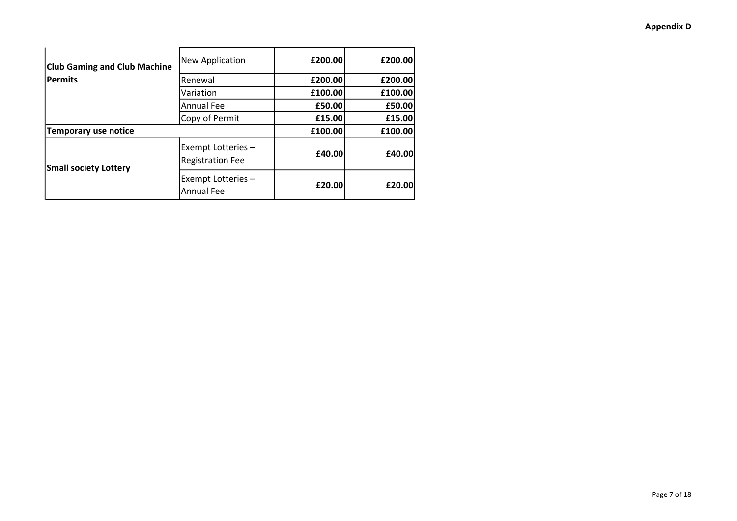**Appendix D**

| | | | |
|---|---|---|---|
| **Club Gaming and Club Machine Permits** | New Application | **£200.00** | **£200.00** |
| | Renewal | **£200.00** | **£200.00** |
| | Variation | **£100.00** | **£100.00** |
| | Annual Fee | **£50.00** | **£50.00** |
| | Copy of Permit | **£15.00** | **£15.00** |
| **Temporary use notice** | | **£100.00** | **£100.00** |
| **Small society Lottery** | Exempt Lotteries – Registration Fee | **£40.00** | **£40.00** |
| | Exempt Lotteries – Annual Fee | **£20.00** | **£20.00** |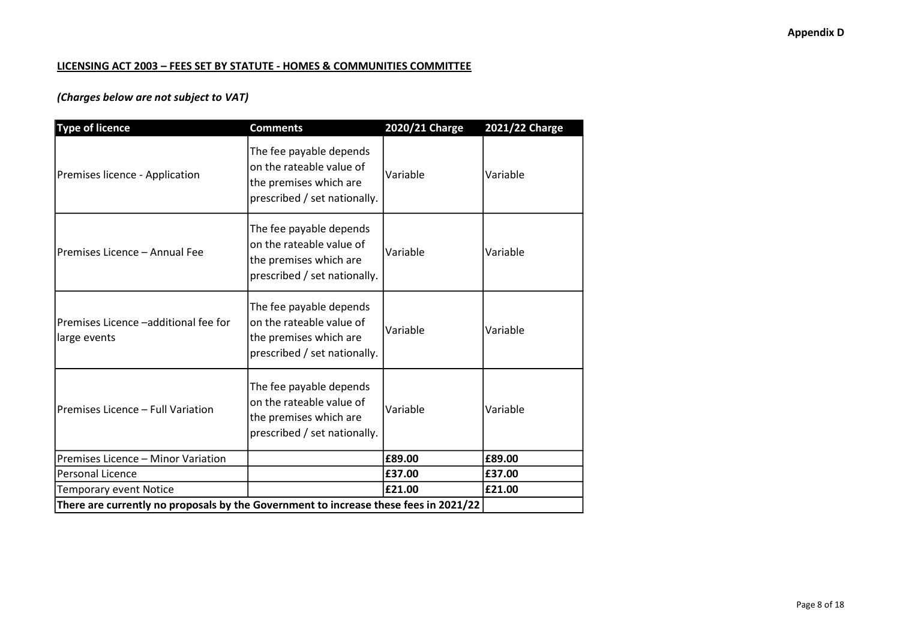**Appendix D**

**LICENSING ACT 2003 – FEES SET BY STATUTE - HOMES & COMMUNITIES COMMITTEE**

***(Charges below are not subject to VAT)***

| Type of licence | Comments | 2020/21 Charge | 2021/22 Charge |
|---|---|---|---|
| Premises licence - Application | The fee payable depends on the rateable value of the premises which are prescribed / set nationally. | Variable | Variable |
| Premises Licence – Annual Fee | The fee payable depends on the rateable value of the premises which are prescribed / set nationally. | Variable | Variable |
| Premises Licence –additional fee for large events | The fee payable depends on the rateable value of the premises which are prescribed / set nationally. | Variable | Variable |
| Premises Licence – Full Variation | The fee payable depends on the rateable value of the premises which are prescribed / set nationally. | Variable | Variable |
| Premises Licence – Minor Variation | | **£89.00** | **£89.00** |
| Personal Licence | | **£37.00** | **£37.00** |
| Temporary event Notice | | **£21.00** | **£21.00** |
| **There are currently no proposals by the Government to increase these fees in 2021/22** | | | |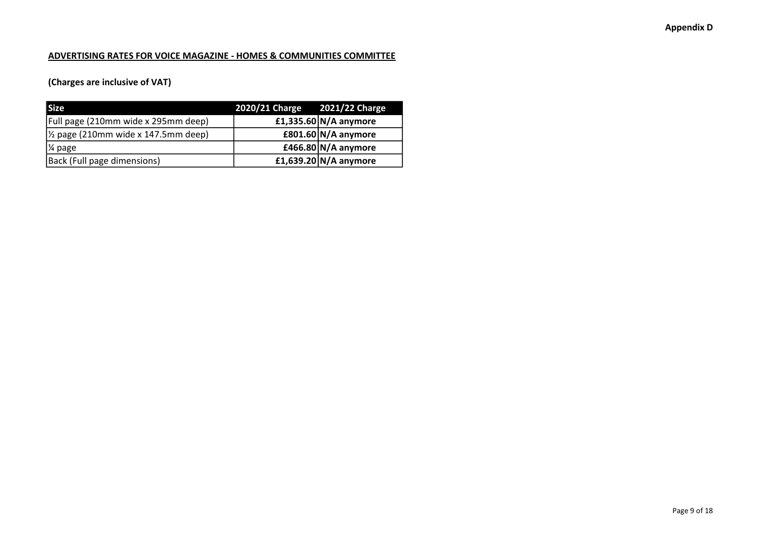**Appendix D**

**ADVERTISING RATES FOR VOICE MAGAZINE - HOMES & COMMUNITIES COMMITTEE**

**(Charges are inclusive of VAT)**

| Size | 2020/21 Charge | 2021/22 Charge |
|---|---|---|
| Full page (210mm wide x 295mm deep) | **£1,335.60** | **N/A anymore** |
| ½ page (210mm wide x 147.5mm deep) | **£801.60** | **N/A anymore** |
| ¼ page | **£466.80** | **N/A anymore** |
| Back (Full page dimensions) | **£1,639.20** | **N/A anymore** |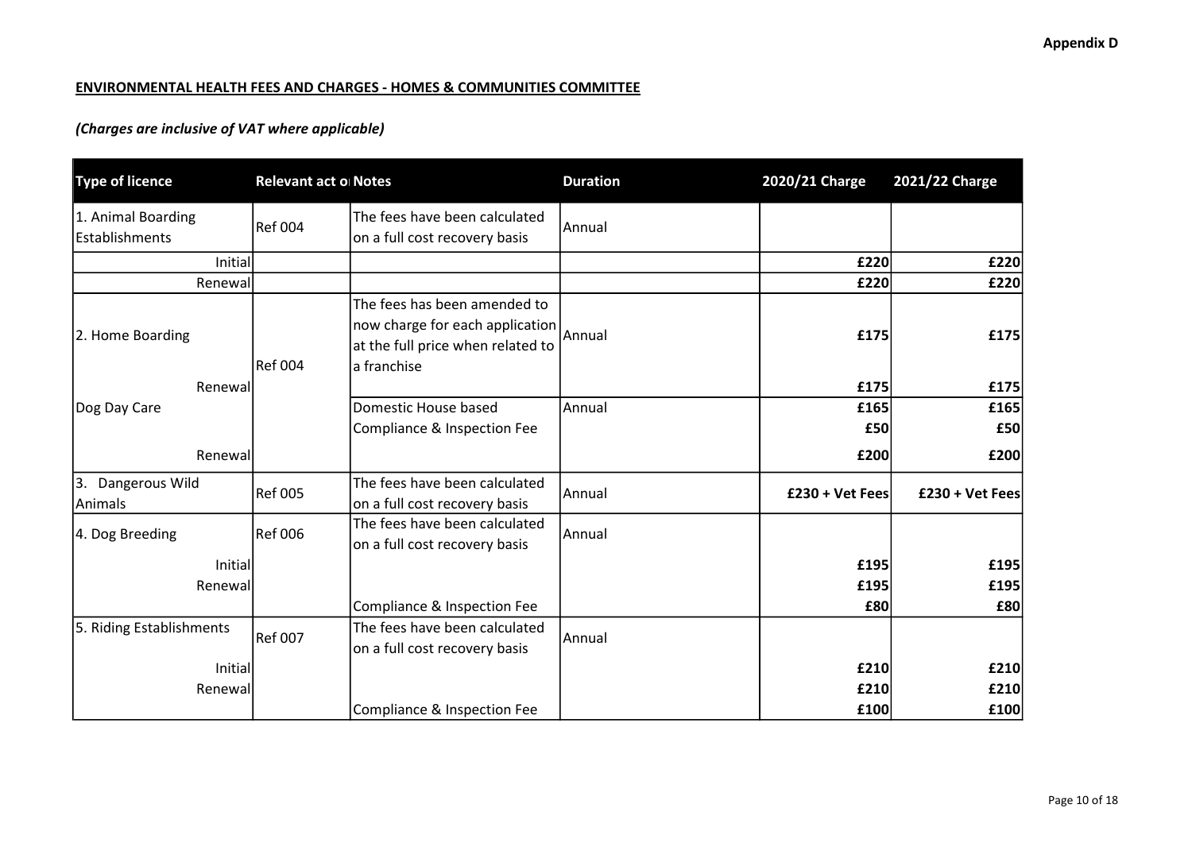**Appendix D**

**ENVIRONMENTAL HEALTH FEES AND CHARGES - HOMES & COMMUNITIES COMMITTEE**

***(Charges are inclusive of VAT where applicable)***

| Type of licence | Relevant act o | Notes | Duration | 2020/21 Charge | 2021/22 Charge |
|---|---|---|---|---|---|
| 1. Animal Boarding Establishments | Ref 004 | The fees have been calculated on a full cost recovery basis | Annual | | |
| Initial | | | | £220 | £220 |
| Renewal | | | | £220 | £220 |
| 2. Home Boarding | Ref 004 | The fees has been amended to now charge for each application at the full price when related to a franchise | Annual | £175 | £175 |
| Renewal | | | | £175 | £175 |
| Dog Day Care | | Domestic House based | Annual | £165 | £165 |
| | | Compliance & Inspection Fee | | £50 | £50 |
| Renewal | | | | £200 | £200 |
| 3. Dangerous Wild Animals | Ref 005 | The fees have been calculated on a full cost recovery basis | Annual | £230 + Vet Fees | £230 + Vet Fees |
| 4. Dog Breeding | Ref 006 | The fees have been calculated on a full cost recovery basis | Annual | | |
| Initial | | | | £195 | £195 |
| Renewal | | | | £195 | £195 |
| | | Compliance & Inspection Fee | | £80 | £80 |
| 5. Riding Establishments | Ref 007 | The fees have been calculated on a full cost recovery basis | Annual | | |
| Initial | | | | £210 | £210 |
| Renewal | | | | £210 | £210 |
| | | Compliance & Inspection Fee | | £100 | £100 |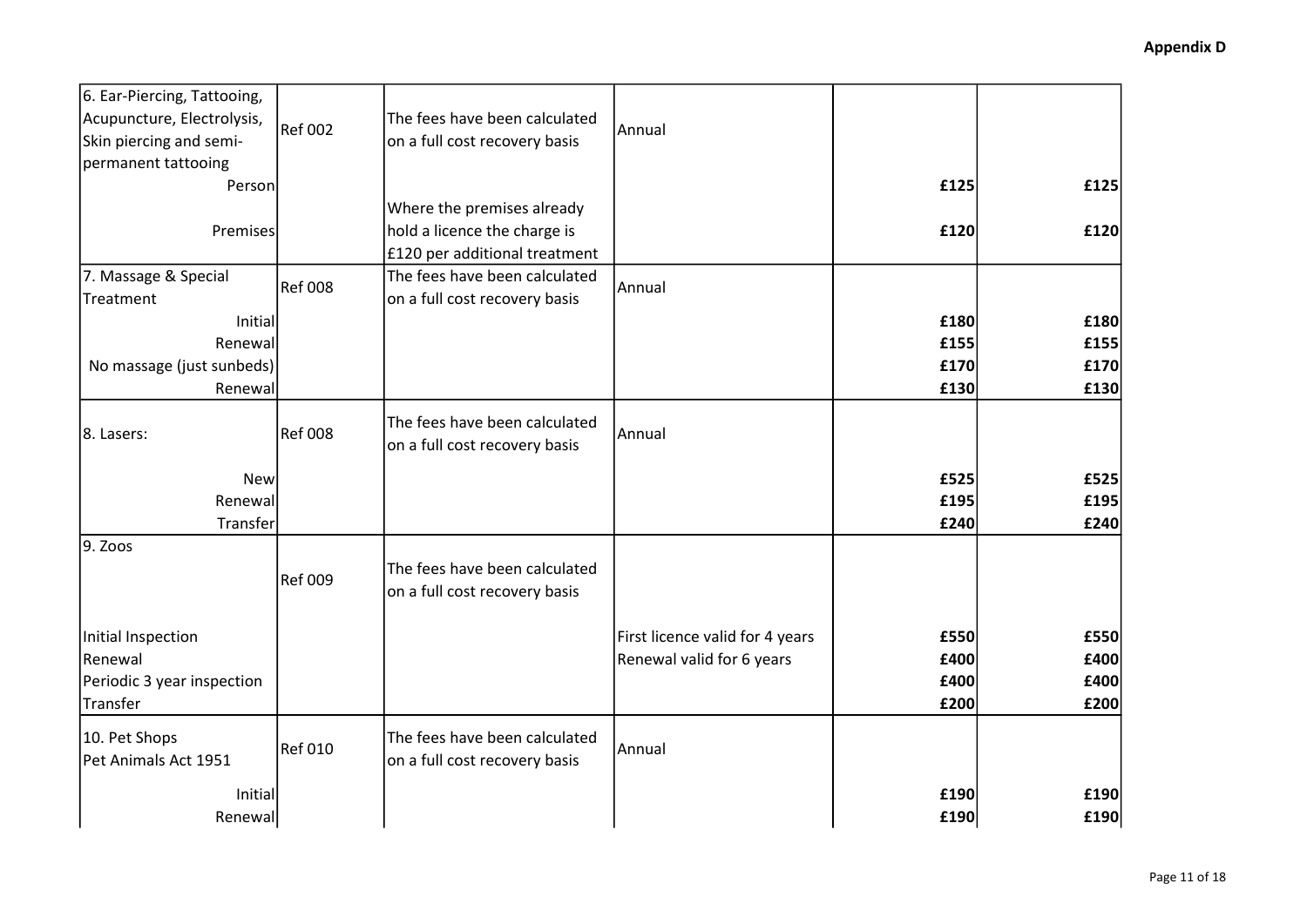**Appendix D**

| | | | | | |
|---|---|---|---|---|---|
| 6. Ear-Piercing, Tattooing, Acupuncture, Electrolysis, Skin piercing and semi-permanent tattooing | Ref 002 | The fees have been calculated on a full cost recovery basis | Annual | | |
| Person | | | | **£125** | **£125** |
| Premises | | Where the premises already hold a licence the charge is £120 per additional treatment | | **£120** | **£120** |
| 7. Massage & Special Treatment | Ref 008 | The fees have been calculated on a full cost recovery basis | Annual | | |
| Initial | | | | **£180** | **£180** |
| Renewal | | | | **£155** | **£155** |
| No massage (just sunbeds) | | | | **£170** | **£170** |
| Renewal | | | | **£130** | **£130** |
| 8. Lasers: | Ref 008 | The fees have been calculated on a full cost recovery basis | Annual | | |
| New | | | | **£525** | **£525** |
| Renewal | | | | **£195** | **£195** |
| Transfer | | | | **£240** | **£240** |
| 9. Zoos | Ref 009 | The fees have been calculated on a full cost recovery basis | | | |
| Initial Inspection | | | First licence valid for 4 years | **£550** | **£550** |
| Renewal | | | Renewal valid for 6 years | **£400** | **£400** |
| Periodic 3 year inspection | | | | **£400** | **£400** |
| Transfer | | | | **£200** | **£200** |
| 10. Pet Shops Pet Animals Act 1951 | Ref 010 | The fees have been calculated on a full cost recovery basis | Annual | | |
| Initial | | | | **£190** | **£190** |
| Renewal | | | | **£190** | **£190** |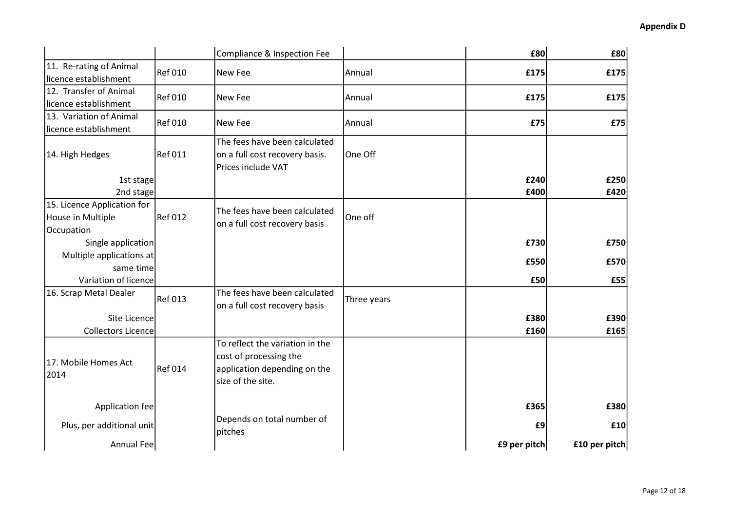**Appendix D**

| | | | | | |
|---|---|---|---|---|---|
| | | Compliance & Inspection Fee | | £80 | £80 |
| 11. Re-rating of Animal licence establishment | Ref 010 | New Fee | Annual | £175 | £175 |
| 12. Transfer of Animal licence establishment | Ref 010 | New Fee | Annual | £175 | £175 |
| 13. Variation of Animal licence establishment | Ref 010 | New Fee | Annual | £75 | £75 |
| 14. High Hedges | Ref 011 | The fees have been calculated on a full cost recovery basis. Prices include VAT | One Off | | |
| 1st stage | | | | £240 | £250 |
| 2nd stage | | | | £400 | £420 |
| 15. Licence Application for House in Multiple Occupation | Ref 012 | The fees have been calculated on a full cost recovery basis | One off | | |
| Single application | | | | £730 | £750 |
| Multiple applications at same time | | | | £550 | £570 |
| Variation of licence | | | | £50 | £55 |
| 16. Scrap Metal Dealer | Ref 013 | The fees have been calculated on a full cost recovery basis | Three years | | |
| Site Licence | | | | £380 | £390 |
| Collectors Licence | | | | £160 | £165 |
| 17. Mobile Homes Act 2014 | Ref 014 | To reflect the variation in the cost of processing the application depending on the size of the site. | | | |
| Application fee | | | | £365 | £380 |
| Plus, per additional unit | | Depends on total number of pitches | | £9 | £10 |
| Annual Fee | | | | £9 per pitch | £10 per pitch |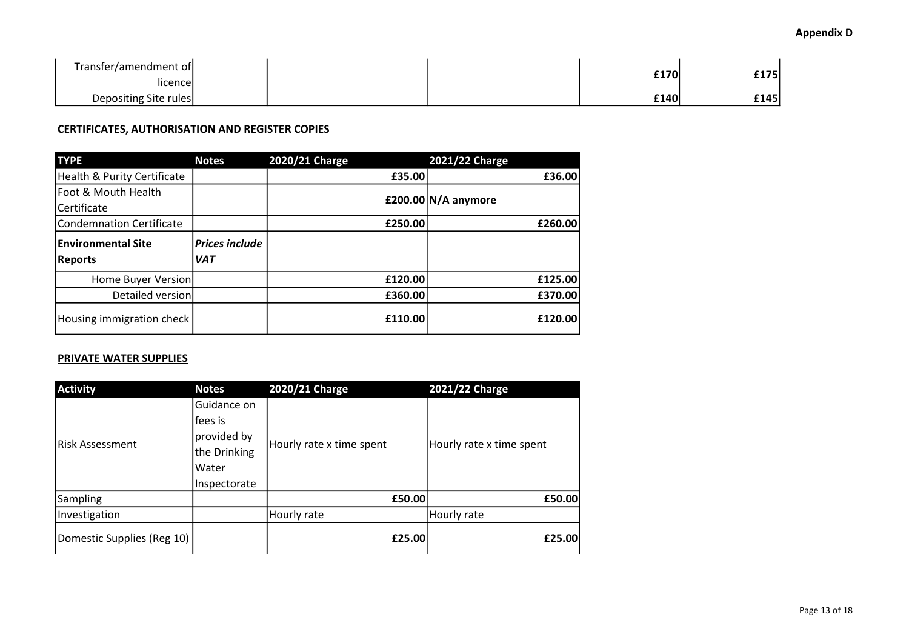**Appendix D**

| | | | | |
|---|---|---|---|---|
| Transfer/amendment of licence | | | £170 | £175 |
| Depositing Site rules | | | £140 | £145 |

**CERTIFICATES, AUTHORISATION AND REGISTER COPIES**

| TYPE | Notes | 2020/21 Charge | 2021/22 Charge |
|---|---|---|---|
| Health & Purity Certificate | | £35.00 | £36.00 |
| Foot & Mouth Health Certificate | | £200.00 | N/A anymore |
| Condemnation Certificate | | £250.00 | £260.00 |
| **Environmental Site Reports** | ***Prices include VAT*** | | |
| Home Buyer Version | | £120.00 | £125.00 |
| Detailed version | | £360.00 | £370.00 |
| Housing immigration check | | £110.00 | £120.00 |

**PRIVATE WATER SUPPLIES**

| Activity | Notes | 2020/21 Charge | 2021/22 Charge |
|---|---|---|---|
| Risk Assessment | Guidance on fees is provided by the Drinking Water Inspectorate | Hourly rate x time spent | Hourly rate x time spent |
| Sampling | | £50.00 | £50.00 |
| Investigation | | Hourly rate | Hourly rate |
| Domestic Supplies (Reg 10) | | £25.00 | £25.00 |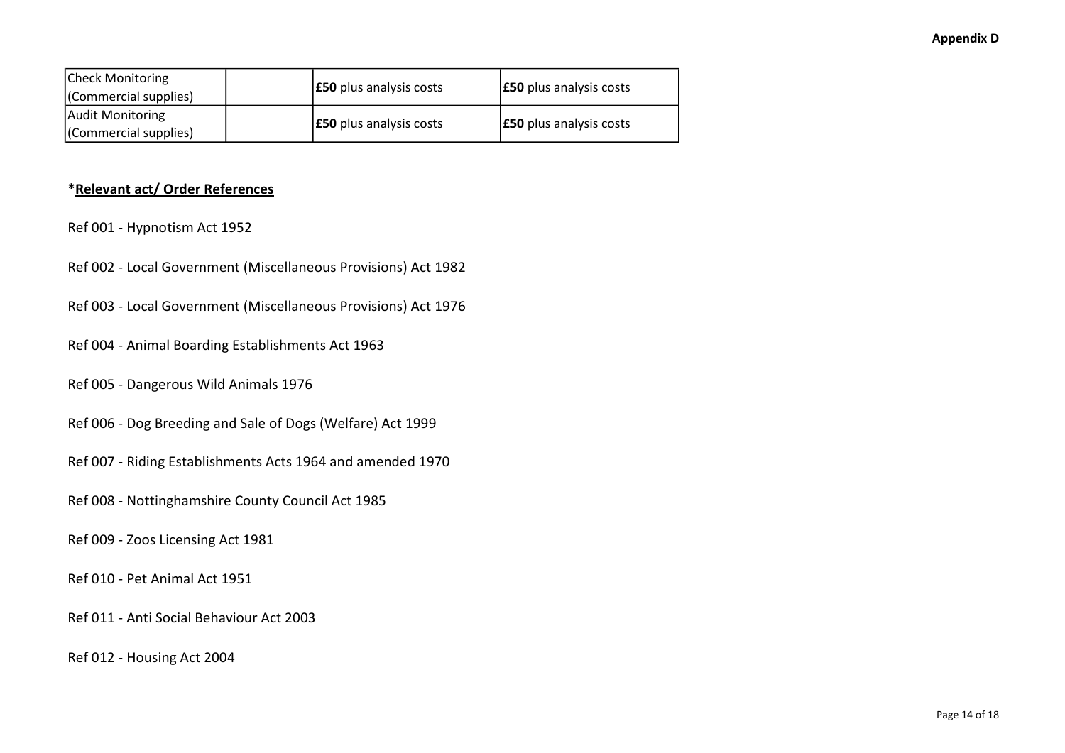| | | | |
|---|---|---|---|
| Check Monitoring (Commercial supplies) | | **£50** plus analysis costs | **£50** plus analysis costs |
| Audit Monitoring (Commercial supplies) | | **£50** plus analysis costs | **£50** plus analysis costs |

***Relevant act/ Order References**

Ref 001 - Hypnotism Act 1952

Ref 002 - Local Government (Miscellaneous Provisions) Act 1982

Ref 003 - Local Government (Miscellaneous Provisions) Act 1976

Ref 004 - Animal Boarding Establishments Act 1963

Ref 005 - Dangerous Wild Animals 1976

Ref 006 - Dog Breeding and Sale of Dogs (Welfare) Act 1999

Ref 007 - Riding Establishments Acts 1964 and amended 1970

Ref 008 - Nottinghamshire County Council Act 1985

Ref 009 - Zoos Licensing Act 1981

Ref 010 - Pet Animal Act 1951

Ref 011 - Anti Social Behaviour Act 2003

Ref 012 - Housing Act 2004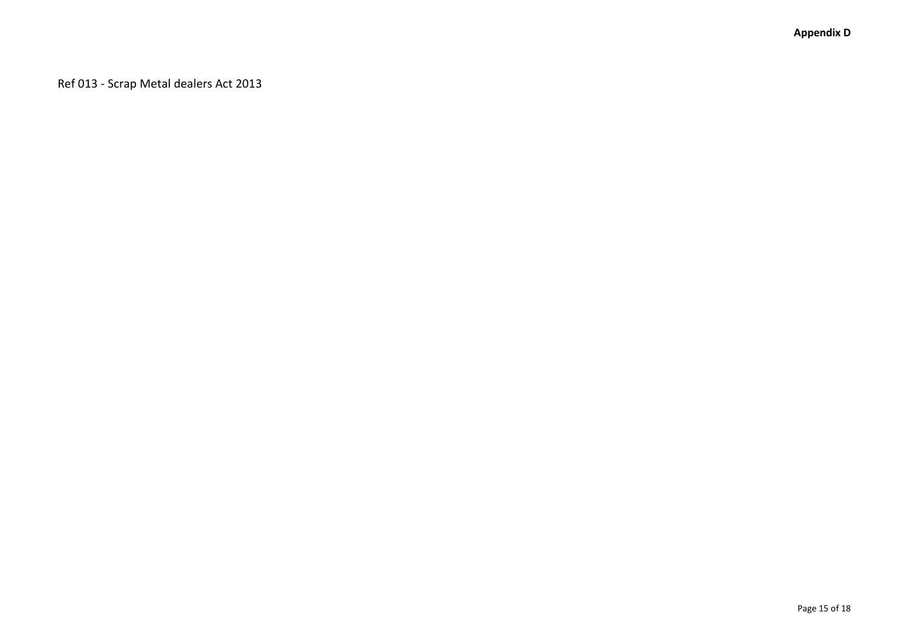Ref 013 - Scrap Metal dealers Act 2013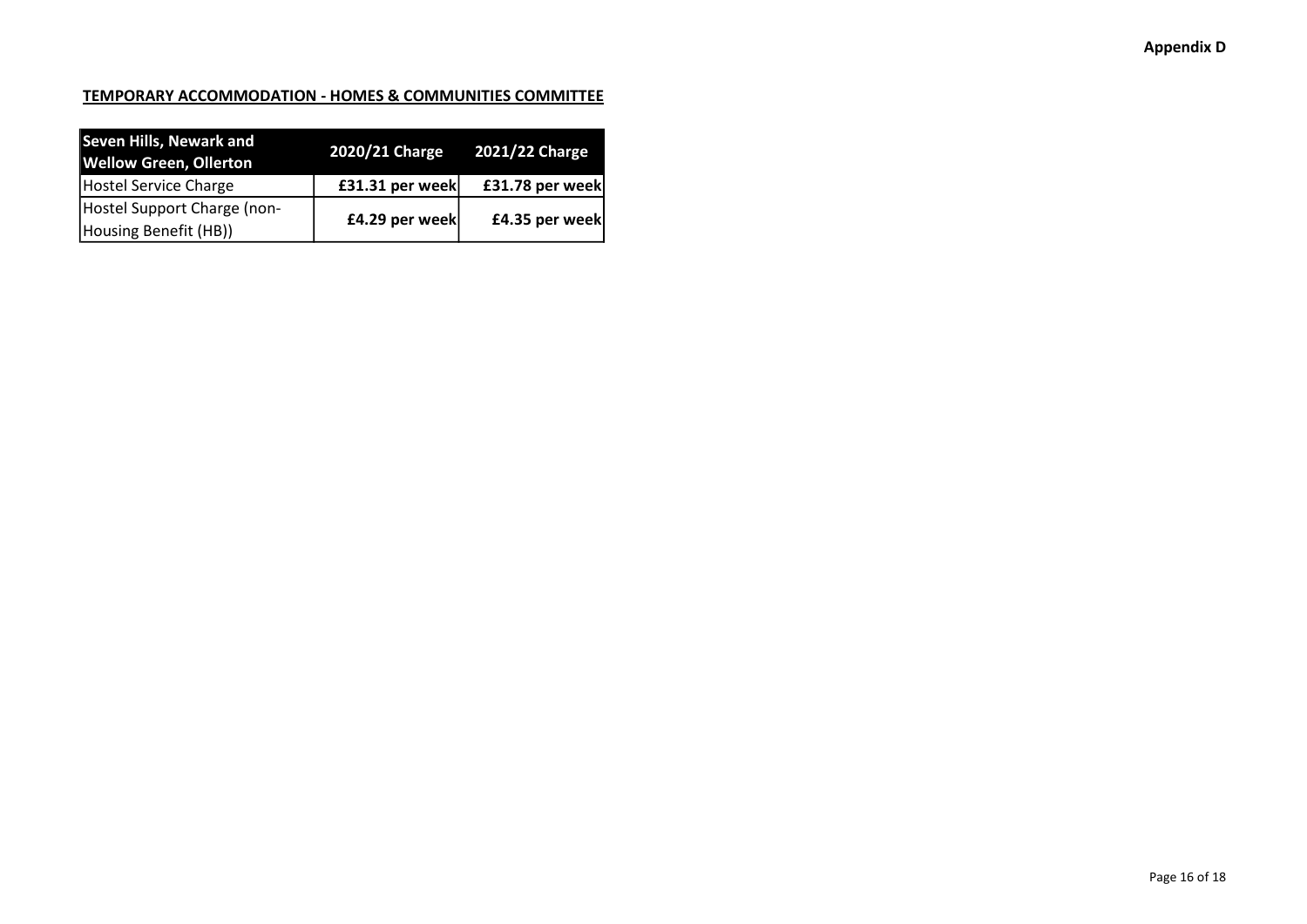**Appendix D**

**TEMPORARY ACCOMMODATION - HOMES & COMMUNITIES COMMITTEE**

| Seven Hills, Newark and Wellow Green, Ollerton | 2020/21 Charge | 2021/22 Charge |
|---|---|---|
| Hostel Service Charge | £31.31 per week | £31.78 per week |
| Hostel Support Charge (non-Housing Benefit (HB)) | £4.29 per week | £4.35 per week |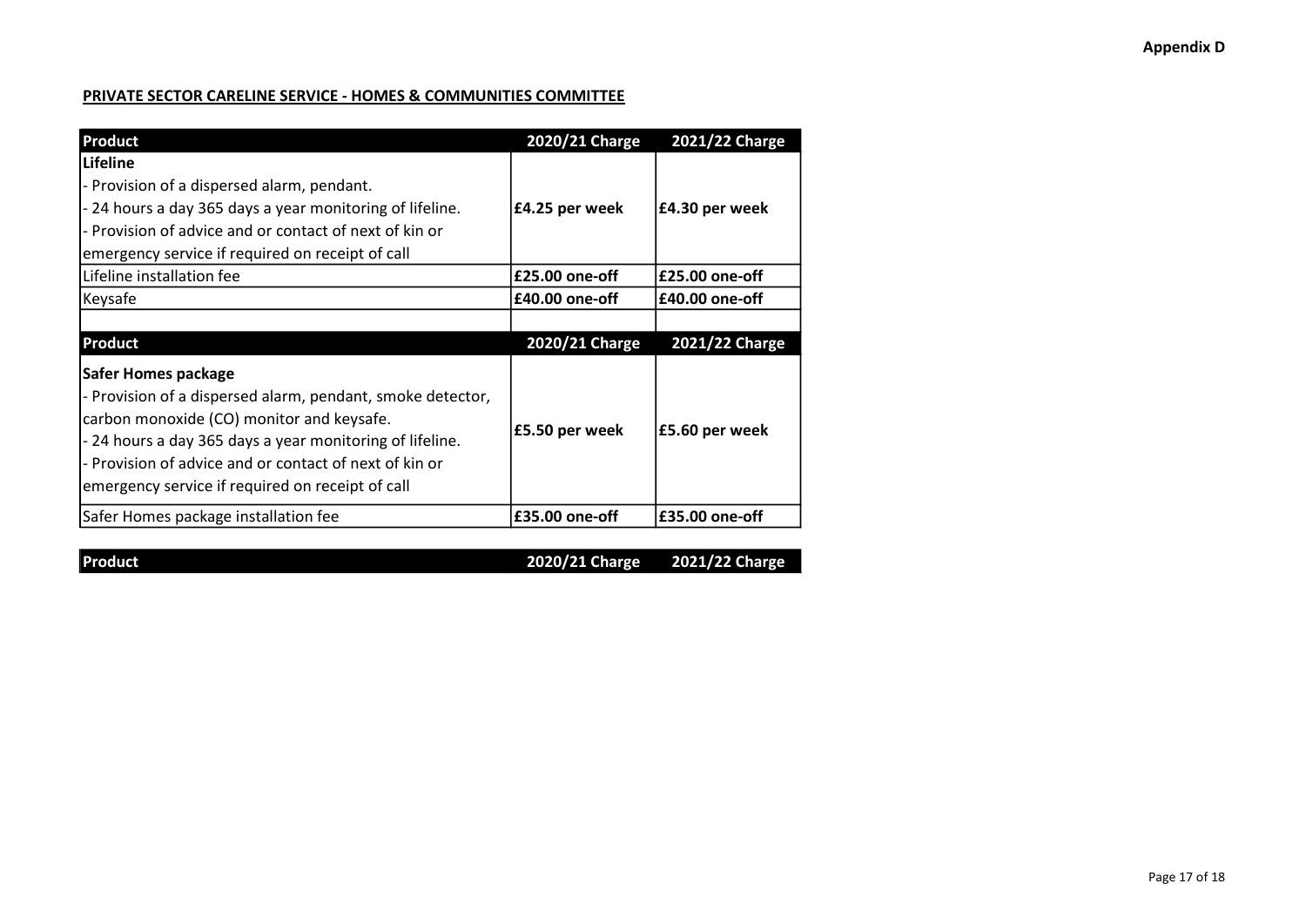**Appendix D**

**PRIVATE SECTOR CARELINE SERVICE - HOMES & COMMUNITIES COMMITTEE**

| Product | 2020/21 Charge | 2021/22 Charge |
|---|---|---|
| **Lifeline**<br>- Provision of a dispersed alarm, pendant.<br>- 24 hours a day 365 days a year monitoring of lifeline.<br>- Provision of advice and or contact of next of kin or emergency service if required on receipt of call | **£4.25 per week** | **£4.30 per week** |
| Lifeline installation fee | **£25.00 one-off** | **£25.00 one-off** |
| Keysafe | **£40.00 one-off** | **£40.00 one-off** |

| Product | 2020/21 Charge | 2021/22 Charge |
|---|---|---|
| **Safer Homes package**<br>- Provision of a dispersed alarm, pendant, smoke detector, carbon monoxide (CO) monitor and keysafe.<br>- 24 hours a day 365 days a year monitoring of lifeline.<br>- Provision of advice and or contact of next of kin or emergency service if required on receipt of call | **£5.50 per week** | **£5.60 per week** |
| Safer Homes package installation fee | **£35.00 one-off** | **£35.00 one-off** |

| Product | 2020/21 Charge | 2021/22 Charge |
|---|---|---|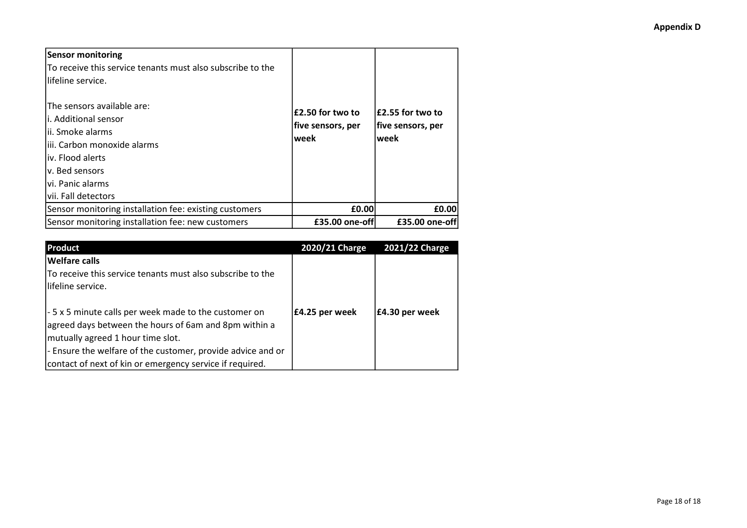**Appendix D**

| | | |
|---|---|---|
| **Sensor monitoring**<br>To receive this service tenants must also subscribe to the lifeline service.<br><br>The sensors available are:<br>i. Additional sensor<br>ii. Smoke alarms<br>iii. Carbon monoxide alarms<br>iv. Flood alerts<br>v. Bed sensors<br>vi. Panic alarms<br>vii. Fall detectors | **£2.50 for two to five sensors, per week** | **£2.55 for two to five sensors, per week** |
| Sensor monitoring installation fee: existing customers | **£0.00** | **£0.00** |
| Sensor monitoring installation fee: new customers | **£35.00 one-off** | **£35.00 one-off** |

| Product | 2020/21 Charge | 2021/22 Charge |
|---|---|---|
| **Welfare calls**<br>To receive this service tenants must also subscribe to the lifeline service.<br><br>- 5 x 5 minute calls per week made to the customer on agreed days between the hours of 6am and 8pm within a mutually agreed 1 hour time slot.<br>- Ensure the welfare of the customer, provide advice and or contact of next of kin or emergency service if required. | **£4.25 per week** | **£4.30 per week** |